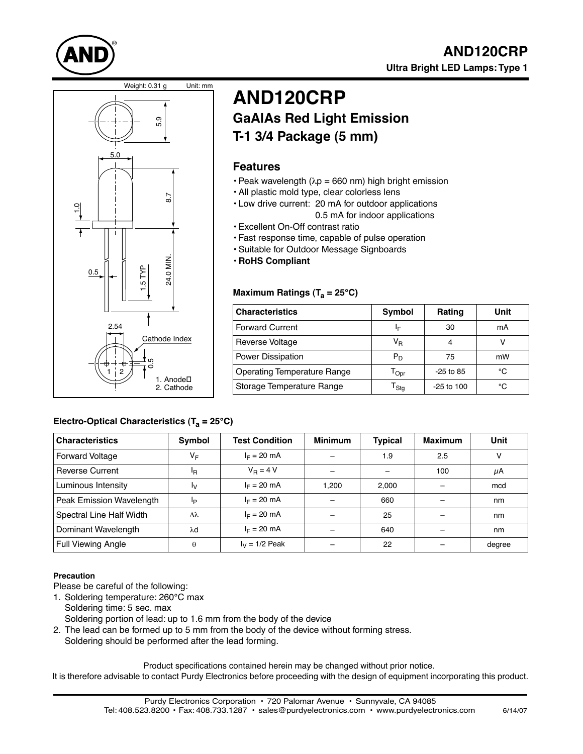# AND120CRP

## GaAlAs Red Light Emission

## T-1 3/4 Package (5 mm)

Weight: 0.31 g    Unit: mm

1. Anode
2. Cathode

Cathode Index

## Features

- Peak wavelength ($\lambda p$ = 660 nm) high bright emission
- All plastic mold type, clear colorless lens
- Low drive current: 20 mA for outdoor applications
  0.5 mA for indoor applications
- Excellent On-Off contrast ratio
- Fast response time, capable of pulse operation
- Suitable for Outdoor Message Signboards
- **RoHS Compliant**

### Maximum Ratings ($T_a$ = 25°C)

| Characteristics | Symbol | Rating | Unit |
|---|---|---|---|
| Forward Current | $I_F$ | 30 | mA |
| Reverse Voltage | $V_R$ | 4 | V |
| Power Dissipation | $P_D$ | 75 | mW |
| Operating Temperature Range | $T_{Opr}$ | -25 to 85 | °C |
| Storage Temperature Range | $T_{Stg}$ | -25 to 100 | °C |

### Electro-Optical Characteristics ($T_a$ = 25°C)

| Characteristics | Symbol | Test Condition | Minimum | Typical | Maximum | Unit |
|---|---|---|---|---|---|---|
| Forward Voltage | $V_F$ | $I_F$ = 20 mA | – | 1.9 | 2.5 | V |
| Reverse Current | $I_R$ | $V_R$ = 4 V | – | – | 100 | $\mu$A |
| Luminous Intensity | $I_V$ | $I_F$ = 20 mA | 1,200 | 2,000 | – | mcd |
| Peak Emission Wavelength | $I_P$ | $I_F$ = 20 mA | – | 660 | – | nm |
| Spectral Line Half Width | $\Delta\lambda$ | $I_F$ = 20 mA | – | 25 | – | nm |
| Dominant Wavelength | $\lambda d$ | $I_F$ = 20 mA | – | 640 | – | nm |
| Full Viewing Angle | $\theta$ | $I_V$ = 1/2 Peak | – | 22 | – | degree |

**Precaution**

Please be careful of the following:

1. Soldering temperature: 260°C max
   Soldering time: 5 sec. max
   Soldering portion of lead: up to 1.6 mm from the body of the device
2. The lead can be formed up to 5 mm from the body of the device without forming stress.
   Soldering should be performed after the lead forming.

Product specifications contained herein may be changed without prior notice.
It is therefore advisable to contact Purdy Electronics before proceeding with the design of equipment incorporating this product.

Purdy Electronics Corporation • 720 Palomar Avenue • Sunnyvale, CA 94085
Tel: 408.523.8200 • Fax: 408.733.1287 • sales@purdyelectronics.com • www.purdyelectronics.com    6/14/07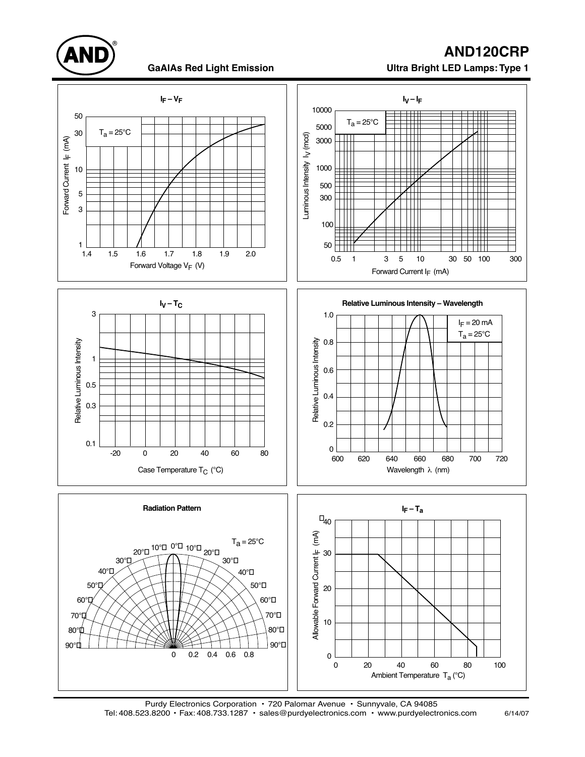## $I_F - V_F$

$T_a = 25°C$

Forward Current $I_F$ (mA)

50
30
10
5
3
1

1.4 1.5 1.6 1.7 1.8 1.9 2.0

Forward Voltage $V_F$ (V)

## $I_V - I_F$

$T_a = 25°C$

Luminous Intensity $I_V$ (mcd)

10000
5000
3000
1000
500
300
100
50

0.5 1 3 5 10 30 50 100 300

Forward Current $I_F$ (mA)

## $I_V - T_C$

Relative Luminous Intensity

3
1
0.5
0.3
0.1

-20 0 20 40 60 80

Case Temperature $T_C$ (°C)

## Relative Luminous Intensity – Wavelength

$I_F = 20$ mA
$T_a = 25°C$

Relative Luminous Intensity

1.0
0.8
0.6
0.4
0.2
0

600 620 640 660 680 700 720

Wavelength $\lambda$ (nm)

## Radiation Pattern

$T_a = 25°C$

0° 10° 20° 30° 40° 50° 60° 70° 80° 90°

0 0.2 0.4 0.6 0.8

## $I_F - T_a$

Allowable Forward Current $I_F$ (mA)

40
30
20
10
0

0 20 40 60 80 100

Ambient Temperature $T_a$ (°C)